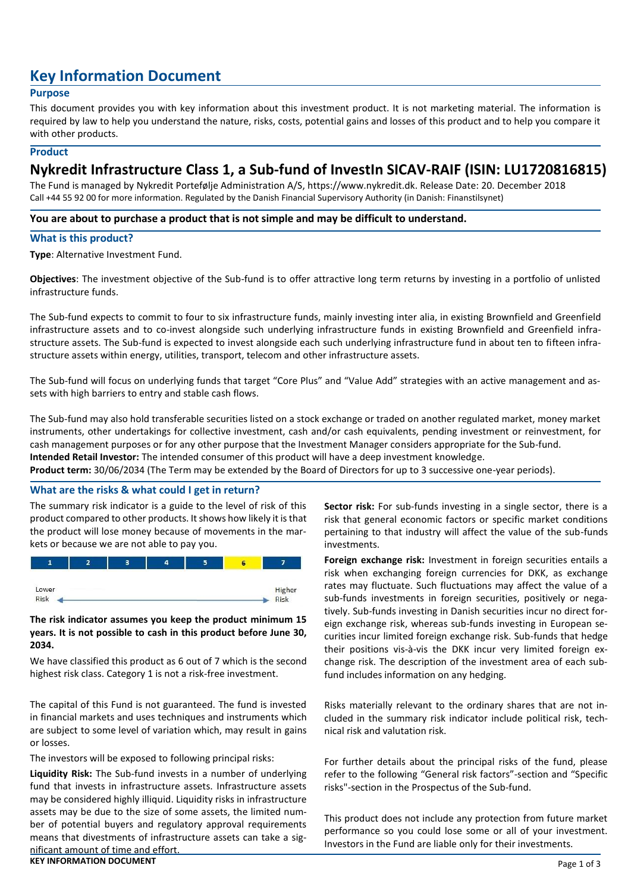# Key Information Document

## Purpose

This document provides you with key information about this investment product. It is not marketing material. The information is required by law to help you understand the nature, risks, costs, potential gains and losses of this product and to help you compare it with other products.

## Product

## Nykredit Infrastructure Class 1, a Sub-fund of InvestIn SICAV-RAIF (ISIN: LU1720816815)

The Fund is managed by Nykredit Portefølje Administration A/S, https://www.nykredit.dk. Release Date: 20. December 2018
Call +44 55 92 00 for more information. Regulated by the Danish Financial Supervisory Authority (in Danish: Finanstilsynet)

**You are about to purchase a product that is not simple and may be difficult to understand.**

## What is this product?

**Type**: Alternative Investment Fund.

**Objectives**: The investment objective of the Sub-fund is to offer attractive long term returns by investing in a portfolio of unlisted infrastructure funds.

The Sub-fund expects to commit to four to six infrastructure funds, mainly investing inter alia, in existing Brownfield and Greenfield infrastructure assets and to co-invest alongside such underlying infrastructure funds in existing Brownfield and Greenfield infrastructure assets. The Sub-fund is expected to invest alongside each such underlying infrastructure fund in about ten to fifteen infrastructure assets within energy, utilities, transport, telecom and other infrastructure assets.

The Sub-fund will focus on underlying funds that target "Core Plus" and "Value Add" strategies with an active management and assets with high barriers to entry and stable cash flows.

The Sub-fund may also hold transferable securities listed on a stock exchange or traded on another regulated market, money market instruments, other undertakings for collective investment, cash and/or cash equivalents, pending investment or reinvestment, for cash management purposes or for any other purpose that the Investment Manager considers appropriate for the Sub-fund.
**Intended Retail Investor:** The intended consumer of this product will have a deep investment knowledge.
**Product term:** 30/06/2034 (The Term may be extended by the Board of Directors for up to 3 successive one-year periods).

## What are the risks & what could I get in return?

The summary risk indicator is a guide to the level of risk of this product compared to other products. It shows how likely it is that the product will lose money because of movements in the markets or because we are not able to pay you.

| 1 | 2 | 3 | 4 | 5 | **6** | 7 |
|---|---|---|---|---|---|---|

Lower Risk ←→ Higher Risk

**The risk indicator assumes you keep the product minimum 15 years. It is not possible to cash in this product before June 30, 2034.**

We have classified this product as 6 out of 7 which is the second highest risk class. Category 1 is not a risk-free investment.

The capital of this Fund is not guaranteed. The fund is invested in financial markets and uses techniques and instruments which are subject to some level of variation which, may result in gains or losses.

The investors will be exposed to following principal risks:

**Liquidity Risk:** The Sub-fund invests in a number of underlying fund that invests in infrastructure assets. Infrastructure assets may be considered highly illiquid. Liquidity risks in infrastructure assets may be due to the size of some assets, the limited number of potential buyers and regulatory approval requirements means that divestments of infrastructure assets can take a significant amount of time and effort.

**Sector risk:** For sub-funds investing in a single sector, there is a risk that general economic factors or specific market conditions pertaining to that industry will affect the value of the sub-funds investments.

**Foreign exchange risk:** Investment in foreign securities entails a risk when exchanging foreign currencies for DKK, as exchange rates may fluctuate. Such fluctuations may affect the value of a sub-funds investments in foreign securities, positively or negatively. Sub-funds investing in Danish securities incur no direct foreign exchange risk, whereas sub-funds investing in European securities incur limited foreign exchange risk. Sub-funds that hedge their positions vis-à-vis the DKK incur very limited foreign exchange risk. The description of the investment area of each sub-fund includes information on any hedging.

Risks materially relevant to the ordinary shares that are not included in the summary risk indicator include political risk, technical risk and valutation risk.

For further details about the principal risks of the fund, please refer to the following "General risk factors"-section and "Specific risks"-section in the Prospectus of the Sub-fund.

This product does not include any protection from future market performance so you could lose some or all of your investment. Investors in the Fund are liable only for their investments.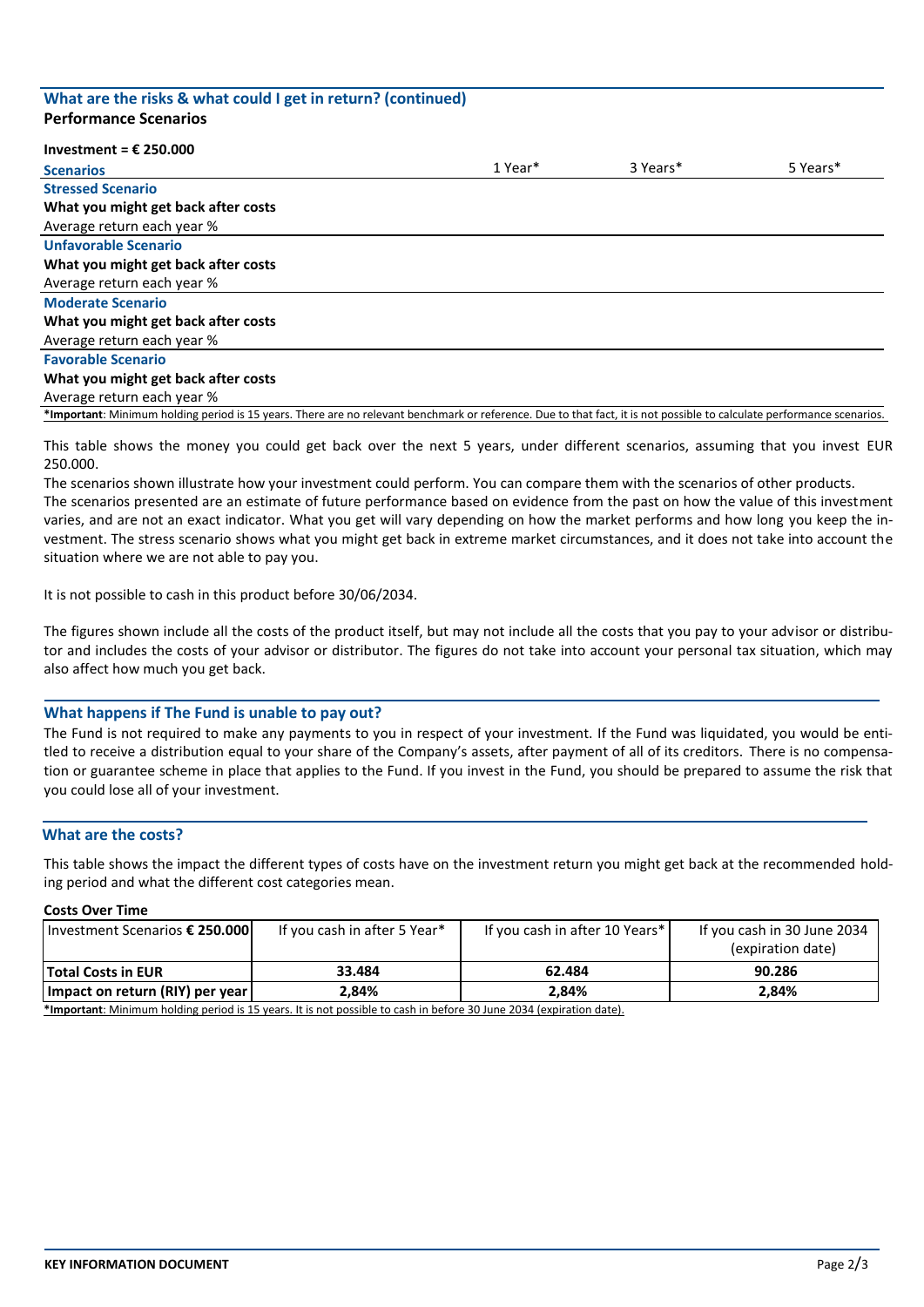## What are the risks & what could I get in return? (continued)

**Performance Scenarios**

**Investment = € 250.000**

| Scenarios | 1 Year* | 3 Years* | 5 Years* |
|---|---|---|---|
| **Stressed Scenario** | | | |
| **What you might get back after costs** | | | |
| Average return each year % | | | |
| **Unfavorable Scenario** | | | |
| **What you might get back after costs** | | | |
| Average return each year % | | | |
| **Moderate Scenario** | | | |
| **What you might get back after costs** | | | |
| Average return each year % | | | |
| **Favorable Scenario** | | | |
| **What you might get back after costs** | | | |
| Average return each year % | | | |

***Important**: Minimum holding period is 15 years. There are no relevant benchmark or reference. Due to that fact, it is not possible to calculate performance scenarios.

This table shows the money you could get back over the next 5 years, under different scenarios, assuming that you invest EUR 250.000.

The scenarios shown illustrate how your investment could perform. You can compare them with the scenarios of other products.

The scenarios presented are an estimate of future performance based on evidence from the past on how the value of this investment varies, and are not an exact indicator. What you get will vary depending on how the market performs and how long you keep the investment. The stress scenario shows what you might get back in extreme market circumstances, and it does not take into account the situation where we are not able to pay you.

It is not possible to cash in this product before 30/06/2034.

The figures shown include all the costs of the product itself, but may not include all the costs that you pay to your advisor or distributor and includes the costs of your advisor or distributor. The figures do not take into account your personal tax situation, which may also affect how much you get back.

## What happens if The Fund is unable to pay out?

The Fund is not required to make any payments to you in respect of your investment. If the Fund was liquidated, you would be entitled to receive a distribution equal to your share of the Company's assets, after payment of all of its creditors. There is no compensation or guarantee scheme in place that applies to the Fund. If you invest in the Fund, you should be prepared to assume the risk that you could lose all of your investment.

## What are the costs?

This table shows the impact the different types of costs have on the investment return you might get back at the recommended holding period and what the different cost categories mean.

**Costs Over Time**

| Investment Scenarios **€ 250.000** | If you cash in after 5 Year* | If you cash in after 10 Years* | If you cash in 30 June 2034 (expiration date) |
|---|---|---|---|
| **Total Costs in EUR** | **33.484** | **62.484** | **90.286** |
| **Impact on return (RIY) per year** | **2,84%** | **2,84%** | **2,84%** |

***Important**: Minimum holding period is 15 years. It is not possible to cash in before 30 June 2034 (expiration date).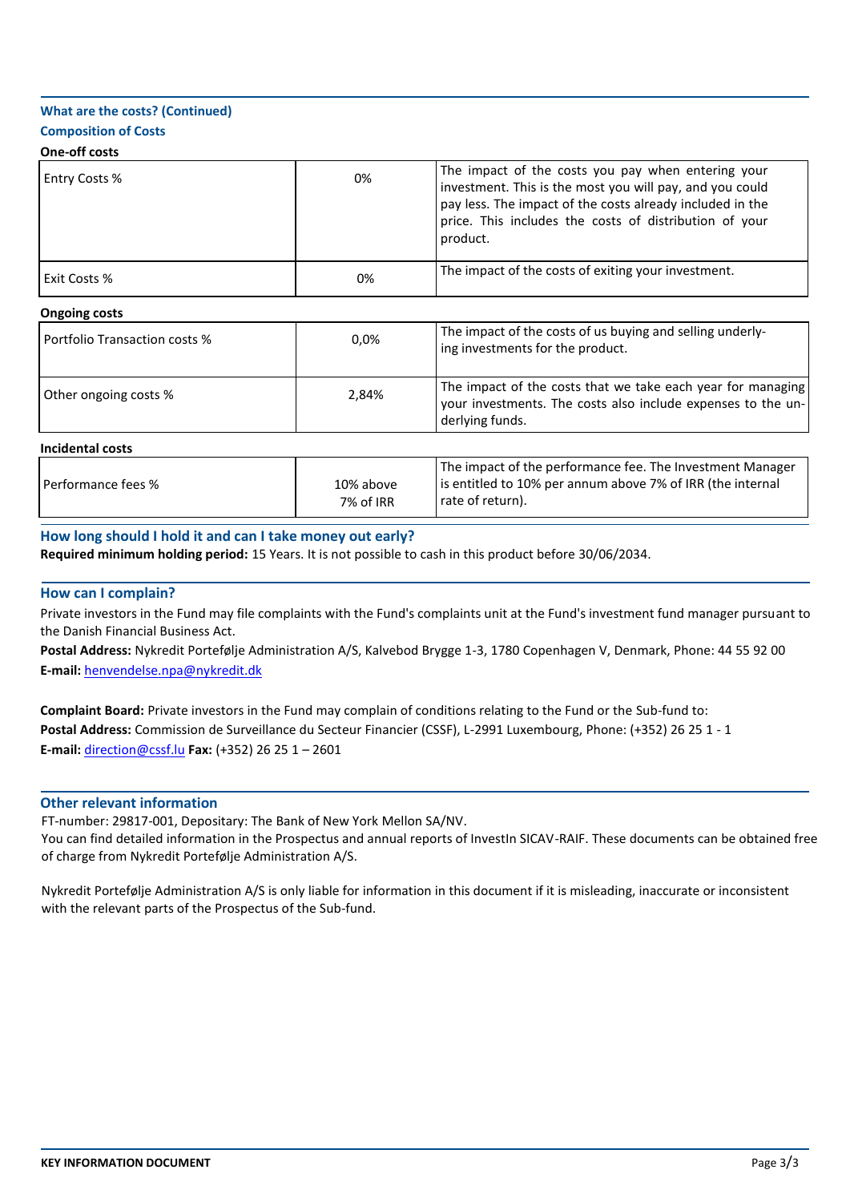### What are the costs? (Continued)

### Composition of Costs

**One-off costs**

| | | |
|---|---|---|
| Entry Costs % | 0% | The impact of the costs you pay when entering your investment. This is the most you will pay, and you could pay less. The impact of the costs already included in the price. This includes the costs of distribution of your product. |
| Exit Costs % | 0% | The impact of the costs of exiting your investment. |

**Ongoing costs**

| | | |
|---|---|---|
| Portfolio Transaction costs % | 0,0% | The impact of the costs of us buying and selling underlying investments for the product. |
| Other ongoing costs % | 2,84% | The impact of the costs that we take each year for managing your investments. The costs also include expenses to the underlying funds. |

**Incidental costs**

| | | |
|---|---|---|
| Performance fees % | 10% above 7% of IRR | The impact of the performance fee. The Investment Manager is entitled to 10% per annum above 7% of IRR (the internal rate of return). |

## How long should I hold it and can I take money out early?

**Required minimum holding period:** 15 Years. It is not possible to cash in this product before 30/06/2034.

## How can I complain?

Private investors in the Fund may file complaints with the Fund's complaints unit at the Fund's investment fund manager pursuant to the Danish Financial Business Act.

**Postal Address:** Nykredit Portefølje Administration A/S, Kalvebod Brygge 1-3, 1780 Copenhagen V, Denmark, Phone: 44 55 92 00

**E-mail:** henvendelse.npa@nykredit.dk

**Complaint Board:** Private investors in the Fund may complain of conditions relating to the Fund or the Sub-fund to:

**Postal Address:** Commission de Surveillance du Secteur Financier (CSSF), L-2991 Luxembourg, Phone: (+352) 26 25 1 - 1

**E-mail:** direction@cssf.lu **Fax:** (+352) 26 25 1 – 2601

## Other relevant information

FT-number: 29817-001, Depositary: The Bank of New York Mellon SA/NV.

You can find detailed information in the Prospectus and annual reports of InvestIn SICAV-RAIF. These documents can be obtained free of charge from Nykredit Portefølje Administration A/S.

Nykredit Portefølje Administration A/S is only liable for information in this document if it is misleading, inaccurate or inconsistent with the relevant parts of the Prospectus of the Sub-fund.